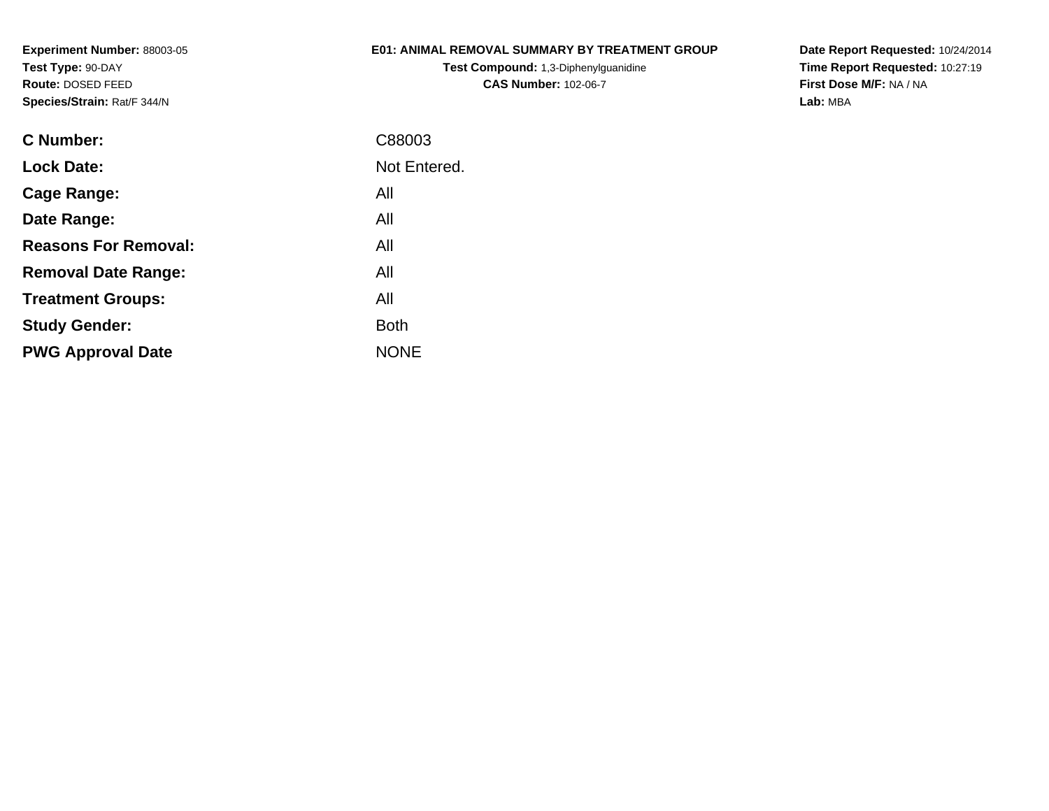**Experiment Number:** 88003-05
**Test Type:** 90-DAY
**Route:** DOSED FEED
**Species/Strain:** Rat/F 344/N

**E01: ANIMAL REMOVAL SUMMARY BY TREATMENT GROUP**
**Test Compound:** 1,3-Diphenylguanidine
**CAS Number:** 102-06-7

**Date Report Requested:** 10/24/2014
**Time Report Requested:** 10:27:19
**First Dose M/F:** NA / NA
**Lab:** MBA

| | |
|---|---|
| **C Number:** | C88003 |
| **Lock Date:** | Not Entered. |
| **Cage Range:** | All |
| **Date Range:** | All |
| **Reasons For Removal:** | All |
| **Removal Date Range:** | All |
| **Treatment Groups:** | All |
| **Study Gender:** | Both |
| **PWG Approval Date** | NONE |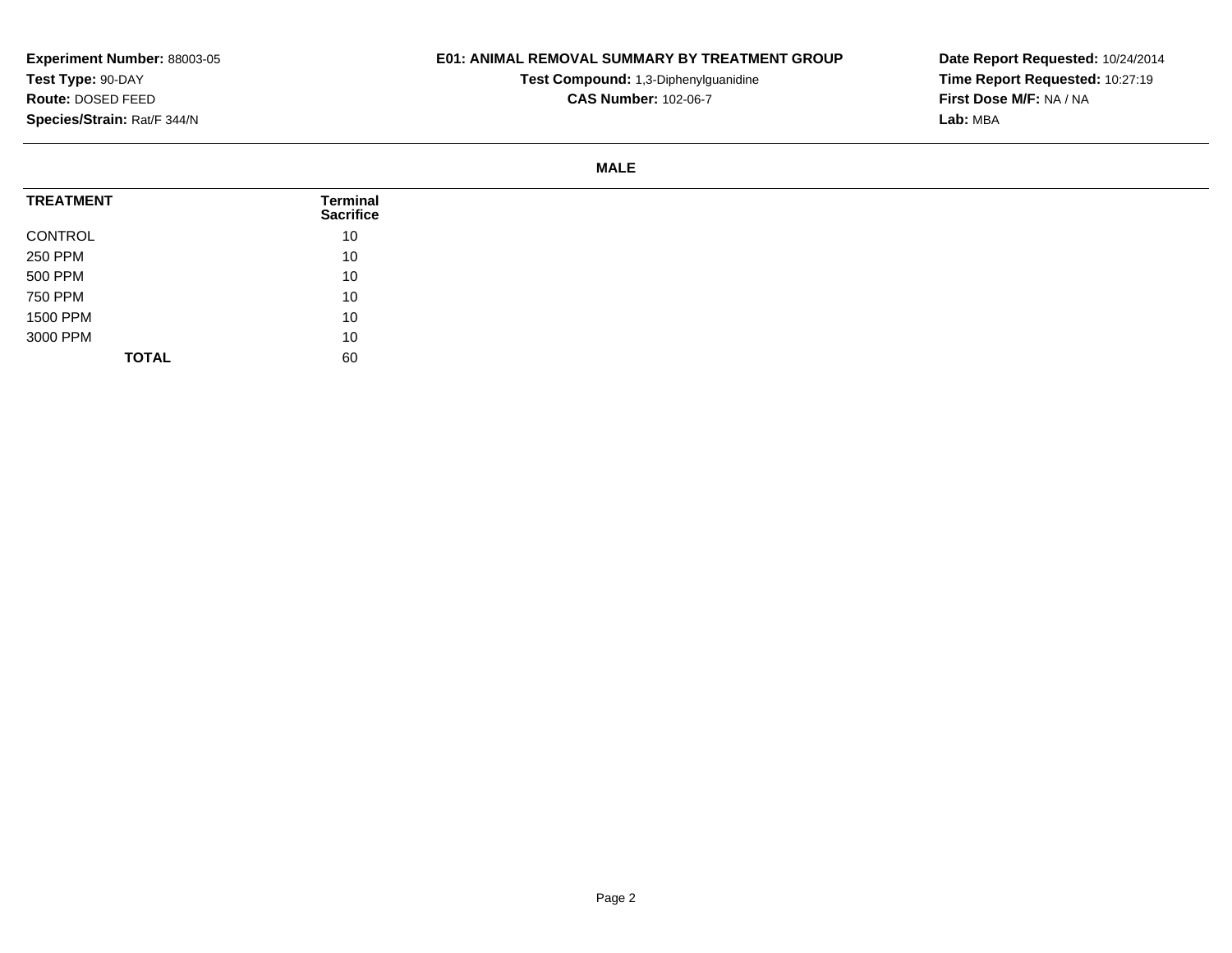**Experiment Number:** 88003-05
**Test Type:** 90-DAY
**Route:** DOSED FEED
**Species/Strain:** Rat/F 344/N

**E01: ANIMAL REMOVAL SUMMARY BY TREATMENT GROUP**
**Test Compound:** 1,3-Diphenylguanidine
**CAS Number:** 102-06-7

**Date Report Requested:** 10/24/2014
**Time Report Requested:** 10:27:19
**First Dose M/F:** NA / NA
**Lab:** MBA

## MALE

| TREATMENT | Terminal Sacrifice |
|---|---|
| CONTROL | 10 |
| 250 PPM | 10 |
| 500 PPM | 10 |
| 750 PPM | 10 |
| 1500 PPM | 10 |
| 3000 PPM | 10 |
| **TOTAL** | 60 |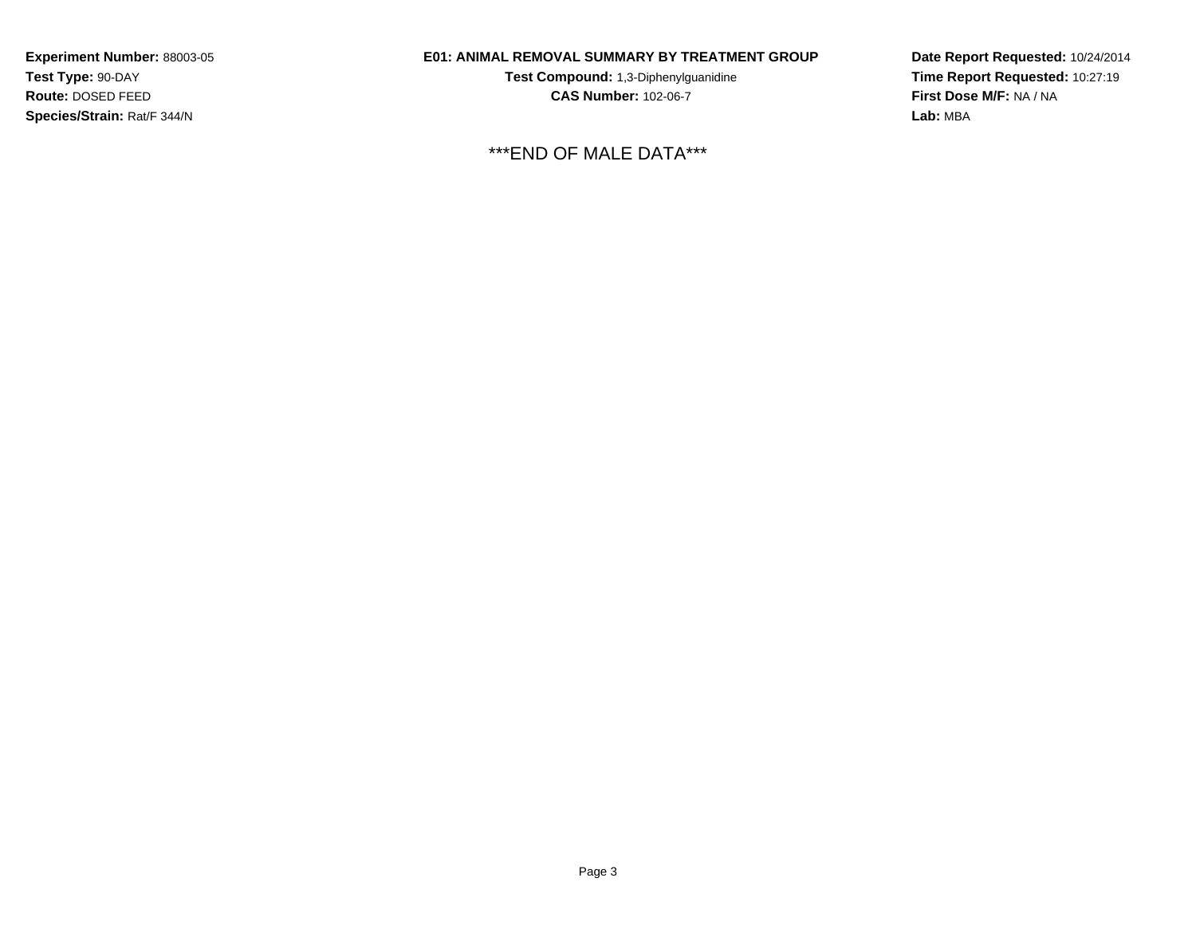**Experiment Number:** 88003-05
**Test Type:** 90-DAY
**Route:** DOSED FEED
**Species/Strain:** Rat/F 344/N

**E01: ANIMAL REMOVAL SUMMARY BY TREATMENT GROUP**
**Test Compound:** 1,3-Diphenylguanidine
**CAS Number:** 102-06-7

**Date Report Requested:** 10/24/2014
**Time Report Requested:** 10:27:19
**First Dose M/F:** NA / NA
**Lab:** MBA

***END OF MALE DATA***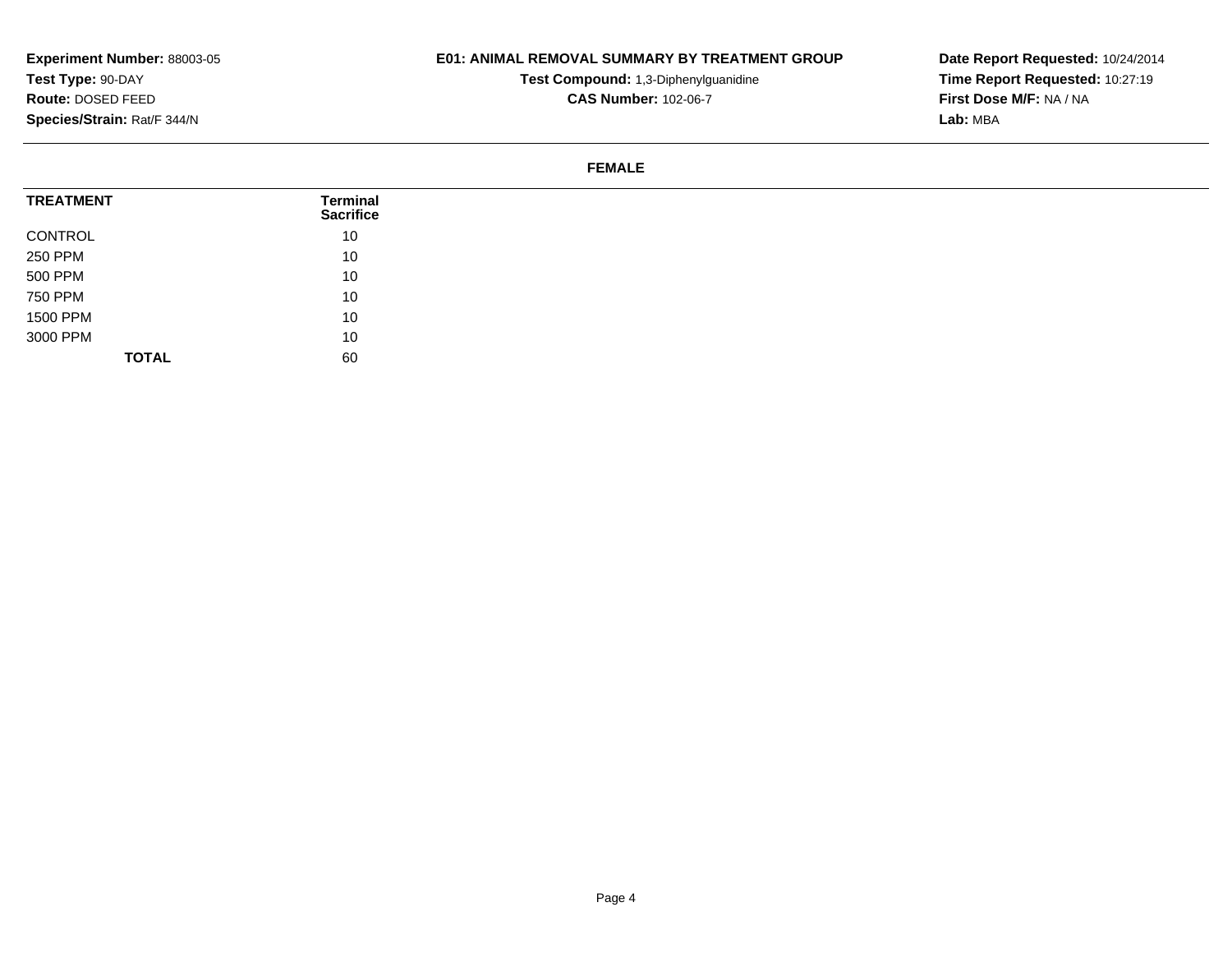**Experiment Number:** 88003-05
**Test Type:** 90-DAY
**Route:** DOSED FEED
**Species/Strain:** Rat/F 344/N

**E01: ANIMAL REMOVAL SUMMARY BY TREATMENT GROUP**
**Test Compound:** 1,3-Diphenylguanidine
**CAS Number:** 102-06-7

**Date Report Requested:** 10/24/2014
**Time Report Requested:** 10:27:19
**First Dose M/F:** NA / NA
**Lab:** MBA

**FEMALE**

| TREATMENT | Terminal Sacrifice |
|---|---|
| CONTROL | 10 |
| 250 PPM | 10 |
| 500 PPM | 10 |
| 750 PPM | 10 |
| 1500 PPM | 10 |
| 3000 PPM | 10 |
| **TOTAL** | 60 |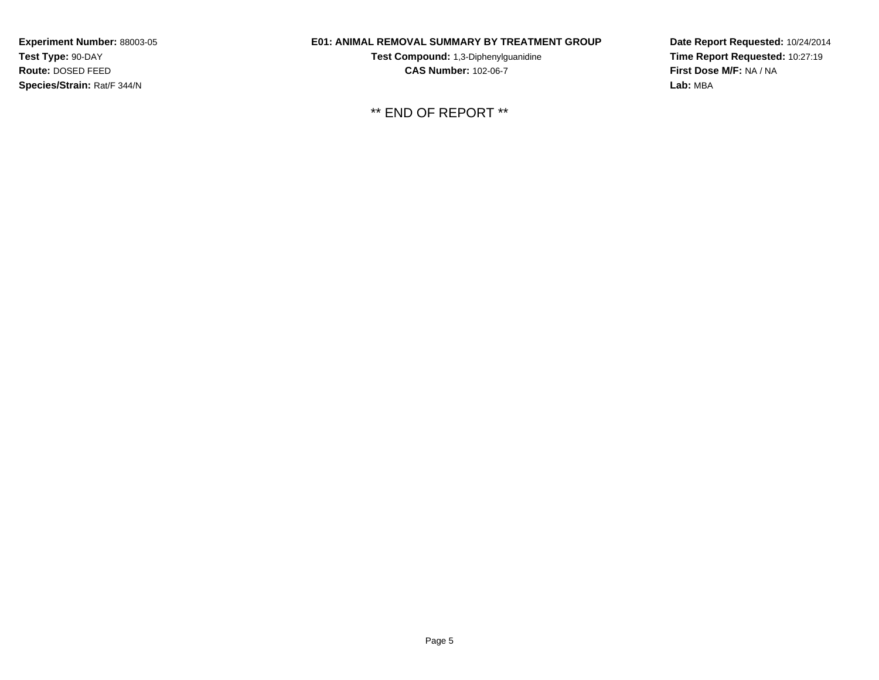**Experiment Number:** 88003-05
**Test Type:** 90-DAY
**Route:** DOSED FEED
**Species/Strain:** Rat/F 344/N

**E01: ANIMAL REMOVAL SUMMARY BY TREATMENT GROUP**
**Test Compound:** 1,3-Diphenylguanidine
**CAS Number:** 102-06-7

**Date Report Requested:** 10/24/2014
**Time Report Requested:** 10:27:19
**First Dose M/F:** NA / NA
**Lab:** MBA

** END OF REPORT **